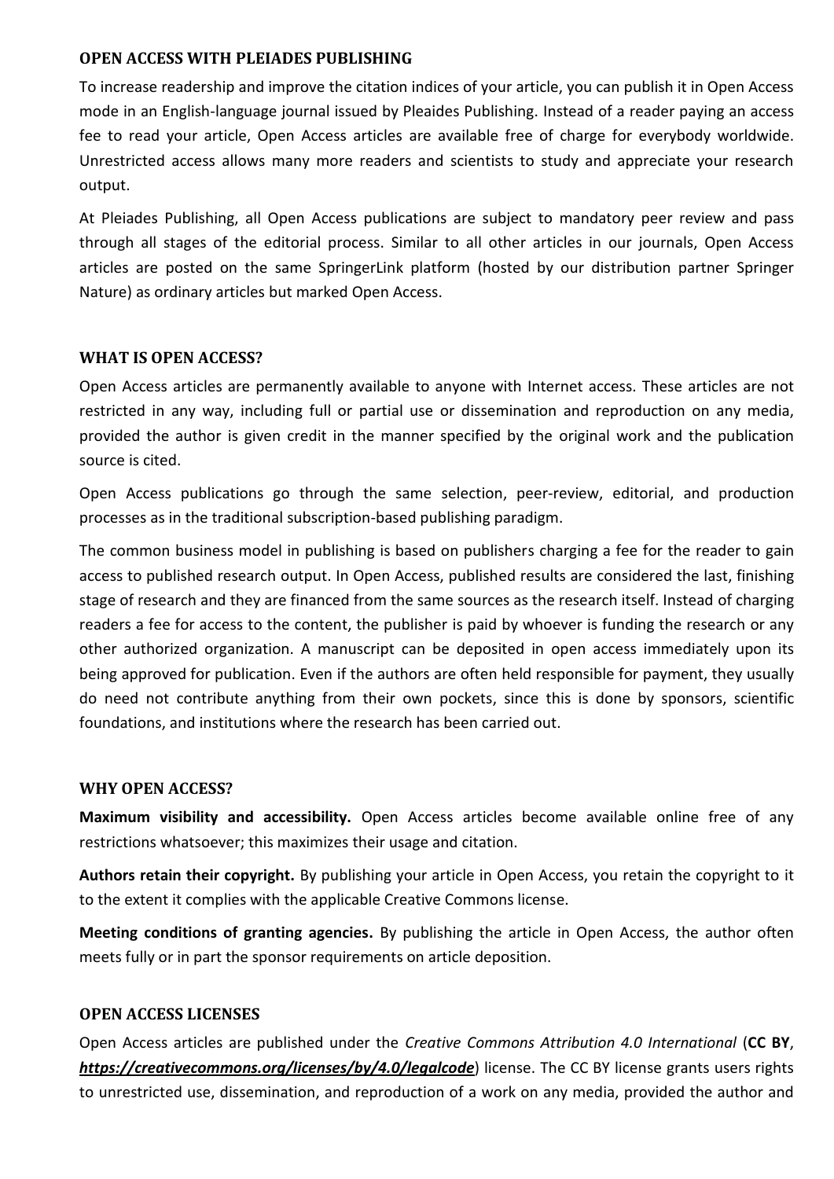## OPEN ACCESS WITH PLEIADES PUBLISHING

To increase readership and improve the citation indices of your article, you can publish it in Open Access mode in an English-language journal issued by Pleiades Publishing. Instead of a reader paying an access fee to read your article, Open Access articles are available free of charge for everybody worldwide. Unrestricted access allows many more readers and scientists to study and appreciate your research output.

At Pleiades Publishing, all Open Access publications are subject to mandatory peer review and pass through all stages of the editorial process. Similar to all other articles in our journals, Open Access articles are posted on the same SpringerLink platform (hosted by our distribution partner Springer Nature) as ordinary articles but marked Open Access.

## WHAT IS OPEN ACCESS?

Open Access articles are permanently available to anyone with Internet access. These articles are not restricted in any way, including full or partial use or dissemination and reproduction on any media, provided the author is given credit in the manner specified by the original work and the publication source is cited.

Open Access publications go through the same selection, peer-review, editorial, and production processes as in the traditional subscription-based publishing paradigm.

The common business model in publishing is based on publishers charging a fee for the reader to gain access to published research output. In Open Access, published results are considered the last, finishing stage of research and they are financed from the same sources as the research itself. Instead of charging readers a fee for access to the content, the publisher is paid by whoever is funding the research or any other authorized organization. A manuscript can be deposited in open access immediately upon its being approved for publication. Even if the authors are often held responsible for payment, they usually do need not contribute anything from their own pockets, since this is done by sponsors, scientific foundations, and institutions where the research has been carried out.

## WHY OPEN ACCESS?

**Maximum visibility and accessibility.** Open Access articles become available online free of any restrictions whatsoever; this maximizes their usage and citation.

**Authors retain their copyright.** By publishing your article in Open Access, you retain the copyright to it to the extent it complies with the applicable Creative Commons license.

**Meeting conditions of granting agencies.** By publishing the article in Open Access, the author often meets fully or in part the sponsor requirements on article deposition.

## OPEN ACCESS LICENSES

Open Access articles are published under the *Creative Commons Attribution 4.0 International* (**CC BY**, ***https://creativecommons.org/licenses/by/4.0/legalcode***) license. The CC BY license grants users rights to unrestricted use, dissemination, and reproduction of a work on any media, provided the author and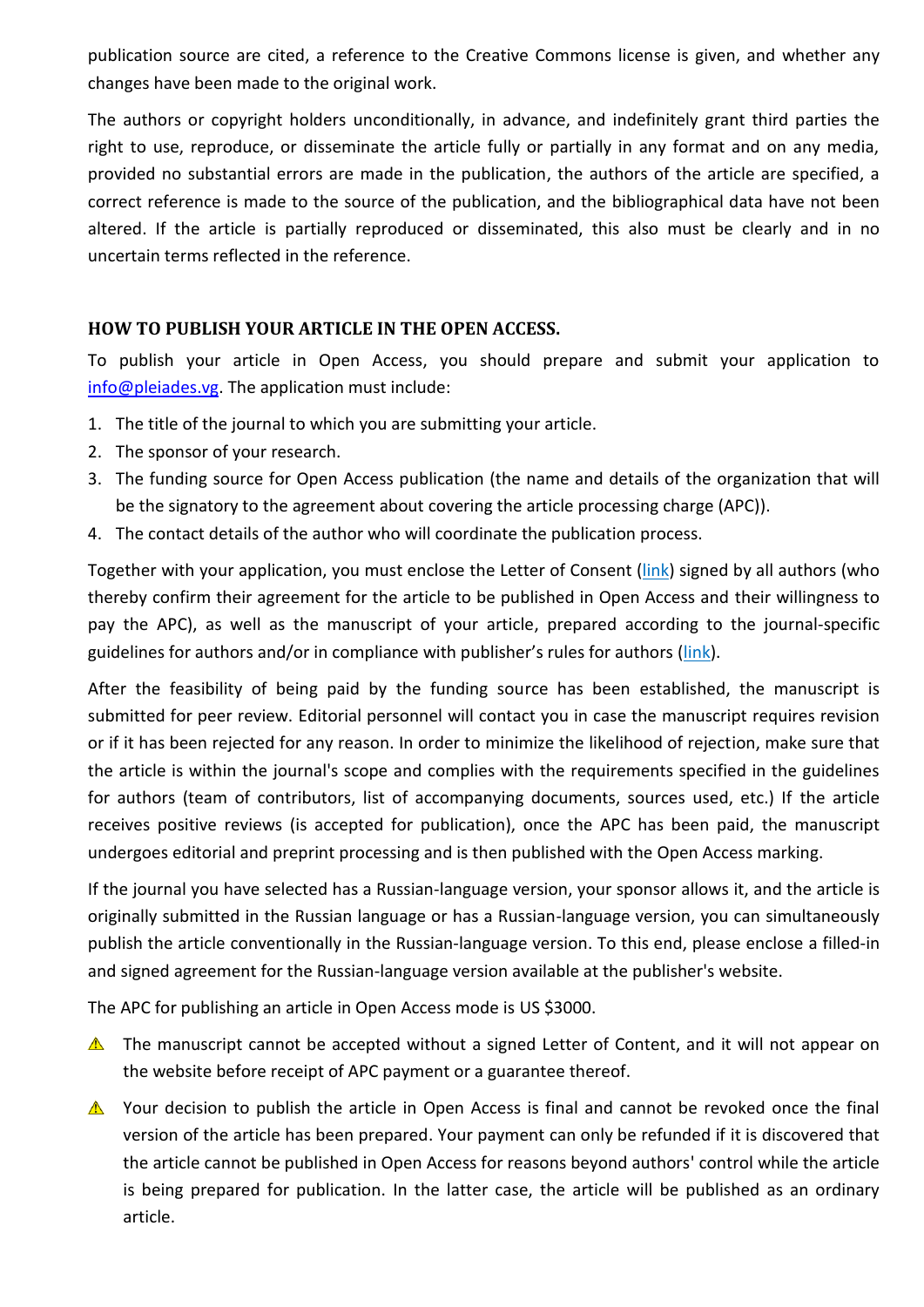publication source are cited, a reference to the Creative Commons license is given, and whether any changes have been made to the original work.

The authors or copyright holders unconditionally, in advance, and indefinitely grant third parties the right to use, reproduce, or disseminate the article fully or partially in any format and on any media, provided no substantial errors are made in the publication, the authors of the article are specified, a correct reference is made to the source of the publication, and the bibliographical data have not been altered. If the article is partially reproduced or disseminated, this also must be clearly and in no uncertain terms reflected in the reference.

## HOW TO PUBLISH YOUR ARTICLE IN THE OPEN ACCESS.

To publish your article in Open Access, you should prepare and submit your application to info@pleiades.vg. The application must include:

1. The title of the journal to which you are submitting your article.
2. The sponsor of your research.
3. The funding source for Open Access publication (the name and details of the organization that will be the signatory to the agreement about covering the article processing charge (APC)).
4. The contact details of the author who will coordinate the publication process.

Together with your application, you must enclose the Letter of Consent (link) signed by all authors (who thereby confirm their agreement for the article to be published in Open Access and their willingness to pay the APC), as well as the manuscript of your article, prepared according to the journal-specific guidelines for authors and/or in compliance with publisher's rules for authors (link).

After the feasibility of being paid by the funding source has been established, the manuscript is submitted for peer review. Editorial personnel will contact you in case the manuscript requires revision or if it has been rejected for any reason. In order to minimize the likelihood of rejection, make sure that the article is within the journal's scope and complies with the requirements specified in the guidelines for authors (team of contributors, list of accompanying documents, sources used, etc.) If the article receives positive reviews (is accepted for publication), once the APC has been paid, the manuscript undergoes editorial and preprint processing and is then published with the Open Access marking.

If the journal you have selected has a Russian-language version, your sponsor allows it, and the article is originally submitted in the Russian language or has a Russian-language version, you can simultaneously publish the article conventionally in the Russian-language version. To this end, please enclose a filled-in and signed agreement for the Russian-language version available at the publisher's website.

The APC for publishing an article in Open Access mode is US $3000.

- ⚠ The manuscript cannot be accepted without a signed Letter of Content, and it will not appear on the website before receipt of APC payment or a guarantee thereof.
- ⚠ Your decision to publish the article in Open Access is final and cannot be revoked once the final version of the article has been prepared. Your payment can only be refunded if it is discovered that the article cannot be published in Open Access for reasons beyond authors' control while the article is being prepared for publication. In the latter case, the article will be published as an ordinary article.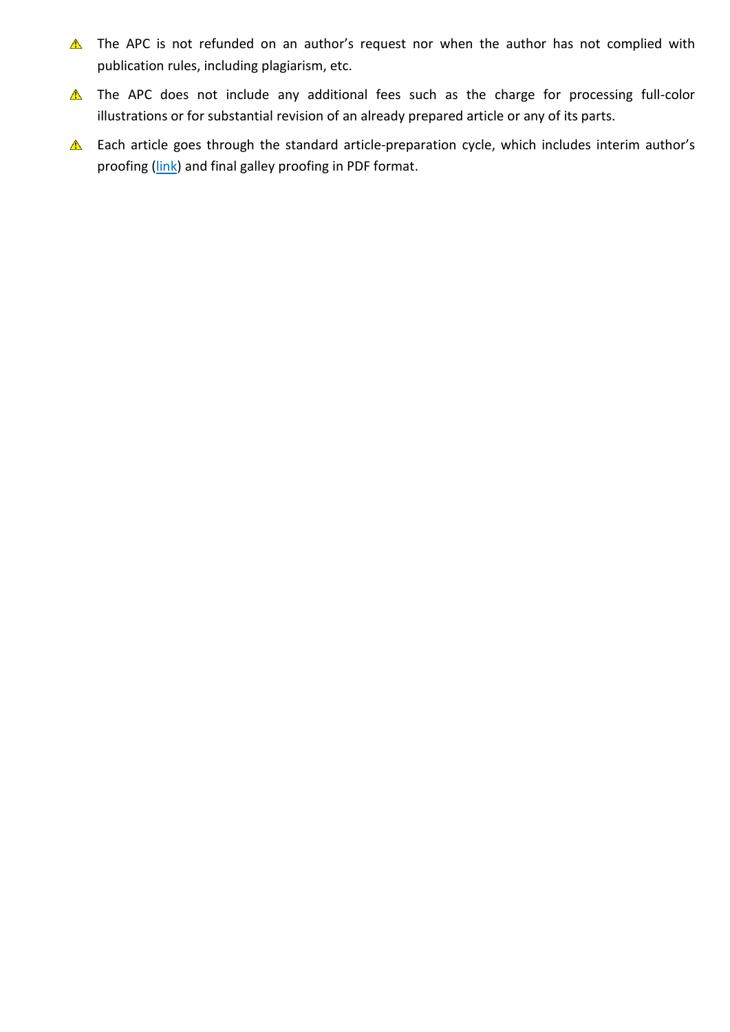- ⚠ The APC is not refunded on an author's request nor when the author has not complied with publication rules, including plagiarism, etc.
- ⚠ The APC does not include any additional fees such as the charge for processing full-color illustrations or for substantial revision of an already prepared article or any of its parts.
- ⚠ Each article goes through the standard article-preparation cycle, which includes interim author's proofing (link) and final galley proofing in PDF format.